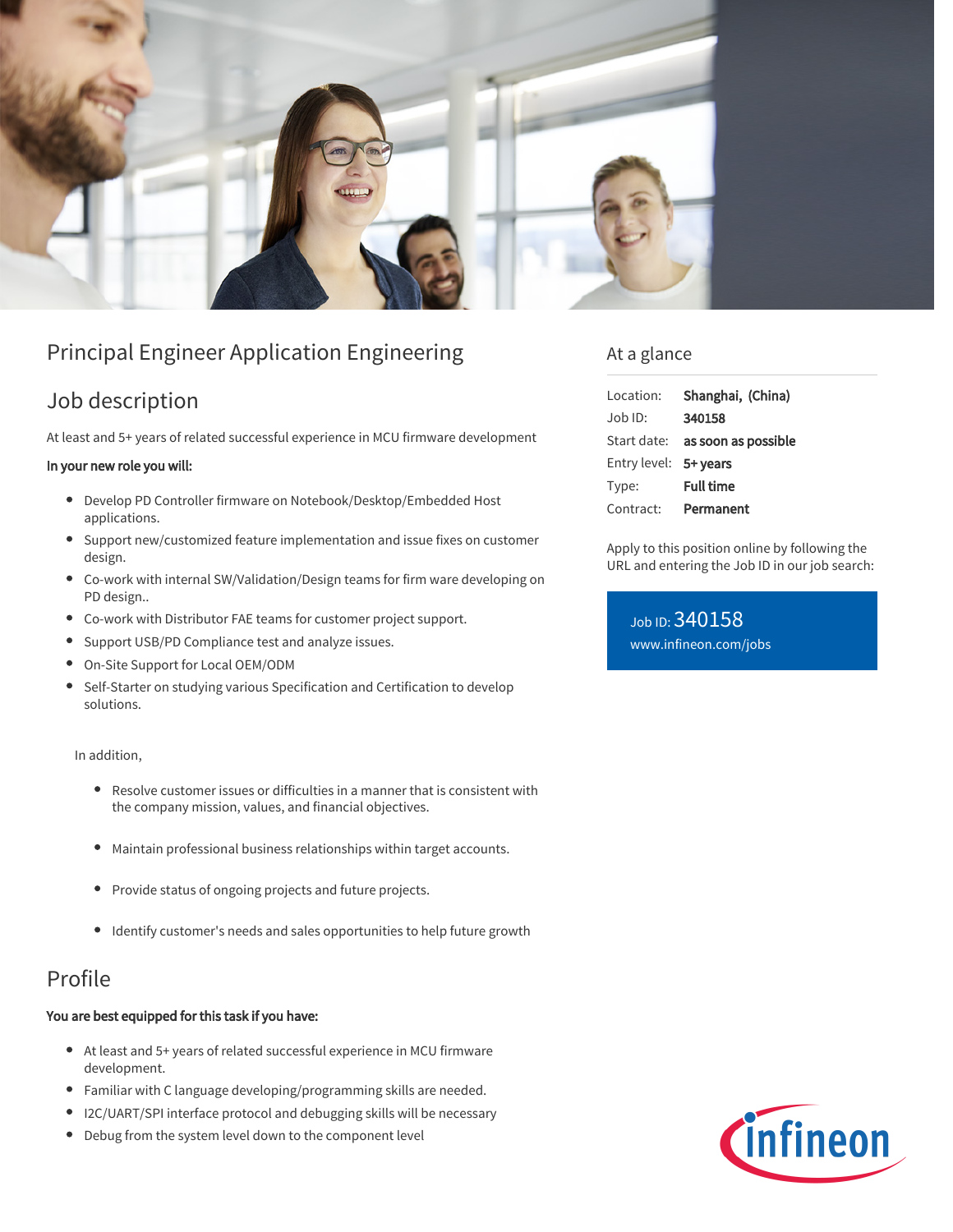# Principal Engineer Application Engineering

## Job description

At least and 5+ years of related successful experience in MCU firmware development

**In your new role you will:**

- Develop PD Controller firmware on Notebook/Desktop/Embedded Host applications.
- Support new/customized feature implementation and issue fixes on customer design.
- Co-work with internal SW/Validation/Design teams for firm ware developing on PD design..
- Co-work with Distributor FAE teams for customer project support.
- Support USB/PD Compliance test and analyze issues.
- On-Site Support for Local OEM/ODM
- Self-Starter on studying various Specification and Certification to develop solutions.

In addition,

- Resolve customer issues or difficulties in a manner that is consistent with the company mission, values, and financial objectives.
- Maintain professional business relationships within target accounts.
- Provide status of ongoing projects and future projects.
- Identify customer's needs and sales opportunities to help future growth

## Profile

**You are best equipped for this task if you have:**

- At least and 5+ years of related successful experience in MCU firmware development.
- Familiar with C language developing/programming skills are needed.
- I2C/UART/SPI interface protocol and debugging skills will be necessary
- Debug from the system level down to the component level

## At a glance

| | |
|---|---|
| Location: | **Shanghai, (China)** |
| Job ID: | **340158** |
| Start date: | **as soon as possible** |
| Entry level: | **5+ years** |
| Type: | **Full time** |
| Contract: | **Permanent** |

Apply to this position online by following the URL and entering the Job ID in our job search:

Job ID: 340158
www.infineon.com/jobs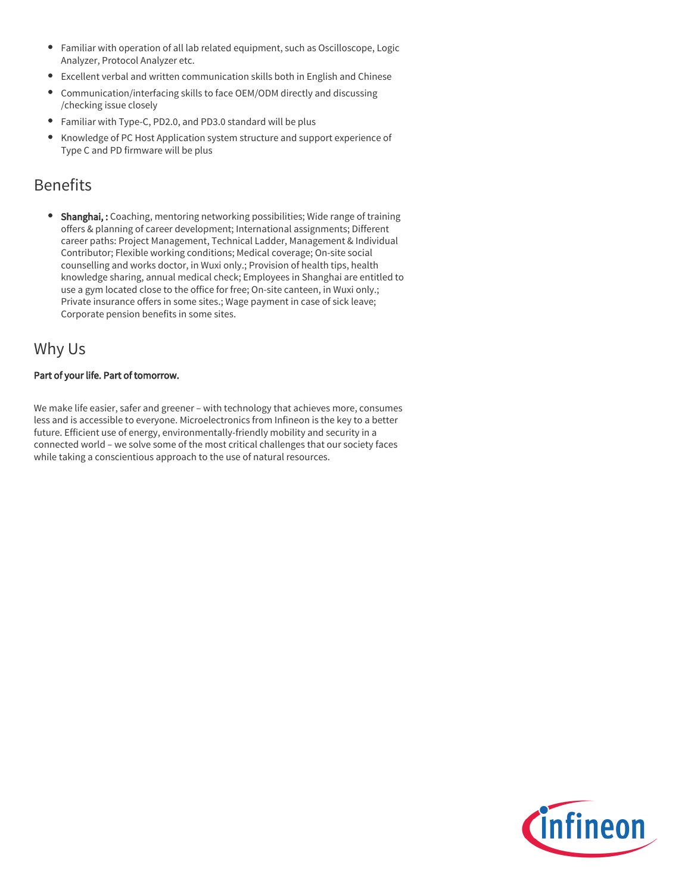- Familiar with operation of all lab related equipment, such as Oscilloscope, Logic Analyzer, Protocol Analyzer etc.
- Excellent verbal and written communication skills both in English and Chinese
- Communication/interfacing skills to face OEM/ODM directly and discussing /checking issue closely
- Familiar with Type-C, PD2.0, and PD3.0 standard will be plus
- Knowledge of PC Host Application system structure and support experience of Type C and PD firmware will be plus

## Benefits

- **Shanghai, :** Coaching, mentoring networking possibilities; Wide range of training offers & planning of career development; International assignments; Different career paths: Project Management, Technical Ladder, Management & Individual Contributor; Flexible working conditions; Medical coverage; On-site social counselling and works doctor, in Wuxi only.; Provision of health tips, health knowledge sharing, annual medical check; Employees in Shanghai are entitled to use a gym located close to the office for free; On-site canteen, in Wuxi only.; Private insurance offers in some sites.; Wage payment in case of sick leave; Corporate pension benefits in some sites.

## Why Us

**Part of your life. Part of tomorrow.**

We make life easier, safer and greener – with technology that achieves more, consumes less and is accessible to everyone. Microelectronics from Infineon is the key to a better future. Efficient use of energy, environmentally-friendly mobility and security in a connected world – we solve some of the most critical challenges that our society faces while taking a conscientious approach to the use of natural resources.